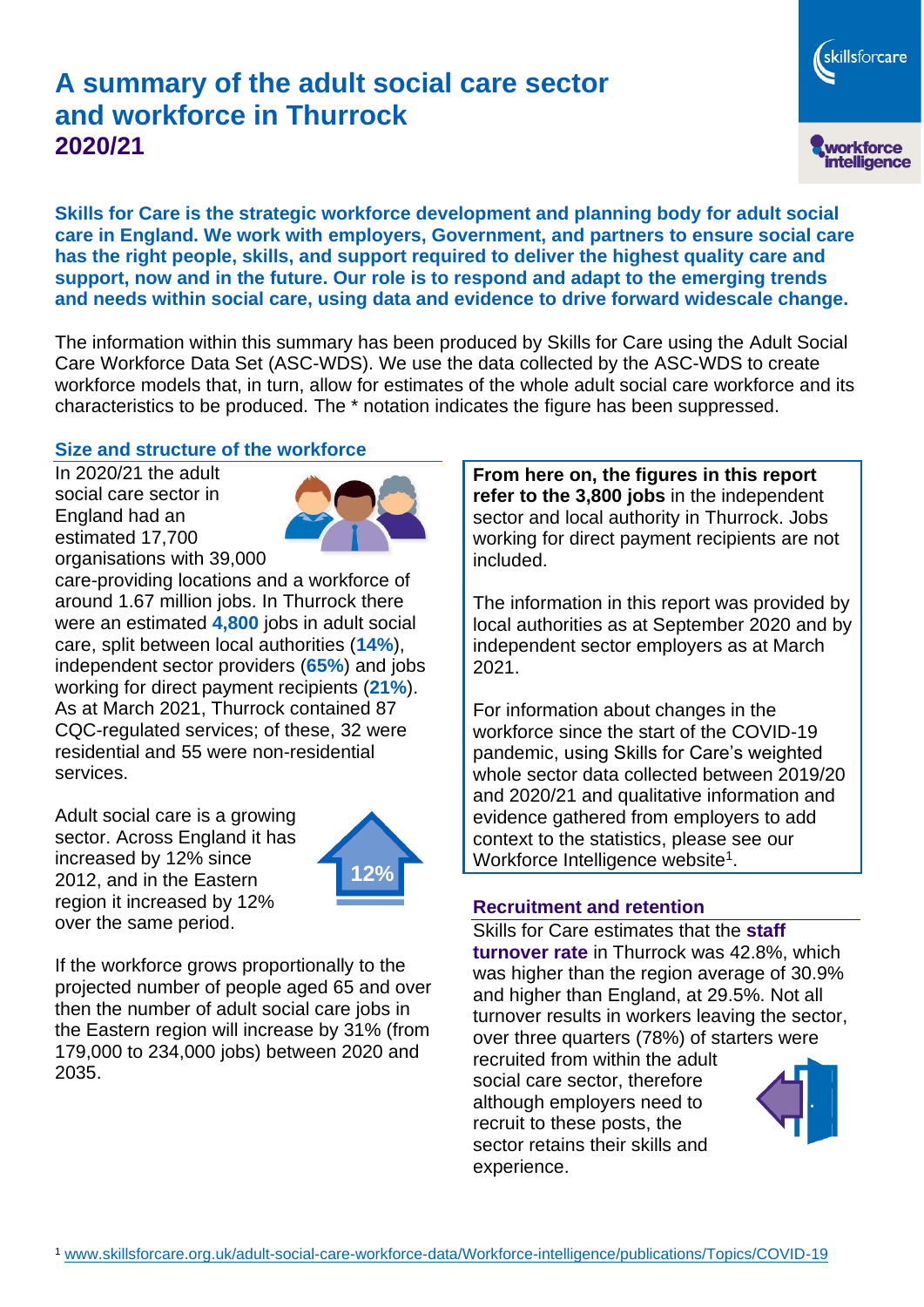# A summary of the adult social care sector and workforce in Thurrock
## 2020/21

**Skills for Care is the strategic workforce development and planning body for adult social care in England. We work with employers, Government, and partners to ensure social care has the right people, skills, and support required to deliver the highest quality care and support, now and in the future. Our role is to respond and adapt to the emerging trends and needs within social care, using data and evidence to drive forward widescale change.**

The information within this summary has been produced by Skills for Care using the Adult Social Care Workforce Data Set (ASC-WDS). We use the data collected by the ASC-WDS to create workforce models that, in turn, allow for estimates of the whole adult social care workforce and its characteristics to be produced. The * notation indicates the figure has been suppressed.

### Size and structure of the workforce

In 2020/21 the adult social care sector in England had an estimated 17,700 organisations with 39,000 care-providing locations and a workforce of around 1.67 million jobs. In Thurrock there were an estimated **4,800** jobs in adult social care, split between local authorities (**14%**), independent sector providers (**65%**) and jobs working for direct payment recipients (**21%**). As at March 2021, Thurrock contained 87 CQC-regulated services; of these, 32 were residential and 55 were non-residential services.

Adult social care is a growing sector. Across England it has increased by 12% since 2012, and in the Eastern region it increased by 12% over the same period.

If the workforce grows proportionally to the projected number of people aged 65 and over then the number of adult social care jobs in the Eastern region will increase by 31% (from 179,000 to 234,000 jobs) between 2020 and 2035.

**From here on, the figures in this report refer to the 3,800 jobs** in the independent sector and local authority in Thurrock. Jobs working for direct payment recipients are not included.

The information in this report was provided by local authorities as at September 2020 and by independent sector employers as at March 2021.

For information about changes in the workforce since the start of the COVID-19 pandemic, using Skills for Care's weighted whole sector data collected between 2019/20 and 2020/21 and qualitative information and evidence gathered from employers to add context to the statistics, please see our Workforce Intelligence website[1].

### Recruitment and retention

Skills for Care estimates that the **staff turnover rate** in Thurrock was 42.8%, which was higher than the region average of 30.9% and higher than England, at 29.5%. Not all turnover results in workers leaving the sector, over three quarters (78%) of starters were recruited from within the adult social care sector, therefore although employers need to recruit to these posts, the sector retains their skills and experience.

[1] www.skillsforcare.org.uk/adult-social-care-workforce-data/Workforce-intelligence/publications/Topics/COVID-19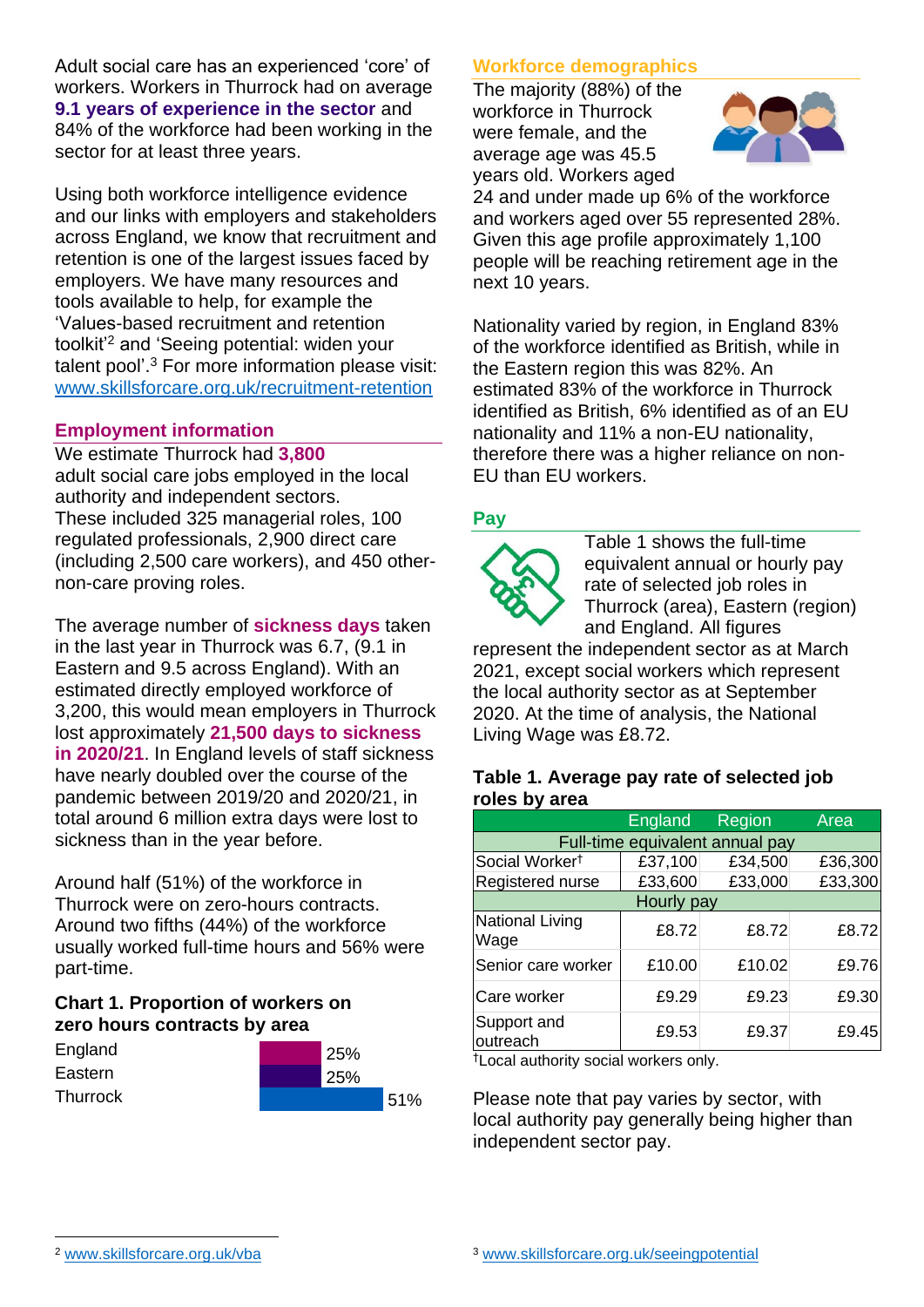Adult social care has an experienced 'core' of workers. Workers in Thurrock had on average **9.1 years of experience in the sector** and 84% of the workforce had been working in the sector for at least three years.

Using both workforce intelligence evidence and our links with employers and stakeholders across England, we know that recruitment and retention is one of the largest issues faced by employers. We have many resources and tools available to help, for example the 'Values-based recruitment and retention toolkit'[2] and 'Seeing potential: widen your talent pool'.[3] For more information please visit: www.skillsforcare.org.uk/recruitment-retention

## Employment information

We estimate Thurrock had **3,800** adult social care jobs employed in the local authority and independent sectors. These included 325 managerial roles, 100 regulated professionals, 2,900 direct care (including 2,500 care workers), and 450 other-non-care proving roles.

The average number of **sickness days** taken in the last year in Thurrock was 6.7, (9.1 in Eastern and 9.5 across England). With an estimated directly employed workforce of 3,200, this would mean employers in Thurrock lost approximately **21,500 days to sickness in 2020/21**. In England levels of staff sickness have nearly doubled over the course of the pandemic between 2019/20 and 2020/21, in total around 6 million extra days were lost to sickness than in the year before.

Around half (51%) of the workforce in Thurrock were on zero-hours contracts. Around two fifths (44%) of the workforce usually worked full-time hours and 56% were part-time.

### Chart 1. Proportion of workers on zero hours contracts by area

| Area | Proportion |
|---|---|
| England | 25% |
| Eastern | 25% |
| Thurrock | 51% |

## Workforce demographics

The majority (88%) of the workforce in Thurrock were female, and the average age was 45.5 years old. Workers aged 24 and under made up 6% of the workforce and workers aged over 55 represented 28%. Given this age profile approximately 1,100 people will be reaching retirement age in the next 10 years.

Nationality varied by region, in England 83% of the workforce identified as British, while in the Eastern region this was 82%. An estimated 83% of the workforce in Thurrock identified as British, 6% identified as of an EU nationality and 11% a non-EU nationality, therefore there was a higher reliance on non-EU than EU workers.

## Pay

Table 1 shows the full-time equivalent annual or hourly pay rate of selected job roles in Thurrock (area), Eastern (region) and England. All figures represent the independent sector as at March 2021, except social workers which represent the local authority sector as at September 2020. At the time of analysis, the National Living Wage was £8.72.

### Table 1. Average pay rate of selected job roles by area

| | England | Region | Area |
|---|---|---|---|
| Full-time equivalent annual pay | | | |
| Social Worker† | £37,100 | £34,500 | £36,300 |
| Registered nurse | £33,600 | £33,000 | £33,300 |
| Hourly pay | | | |
| National Living Wage | £8.72 | £8.72 | £8.72 |
| Senior care worker | £10.00 | £10.02 | £9.76 |
| Care worker | £9.29 | £9.23 | £9.30 |
| Support and outreach | £9.53 | £9.37 | £9.45 |

†Local authority social workers only.

Please note that pay varies by sector, with local authority pay generally being higher than independent sector pay.

[2] www.skillsforcare.org.uk/vba

[3] www.skillsforcare.org.uk/seeingpotential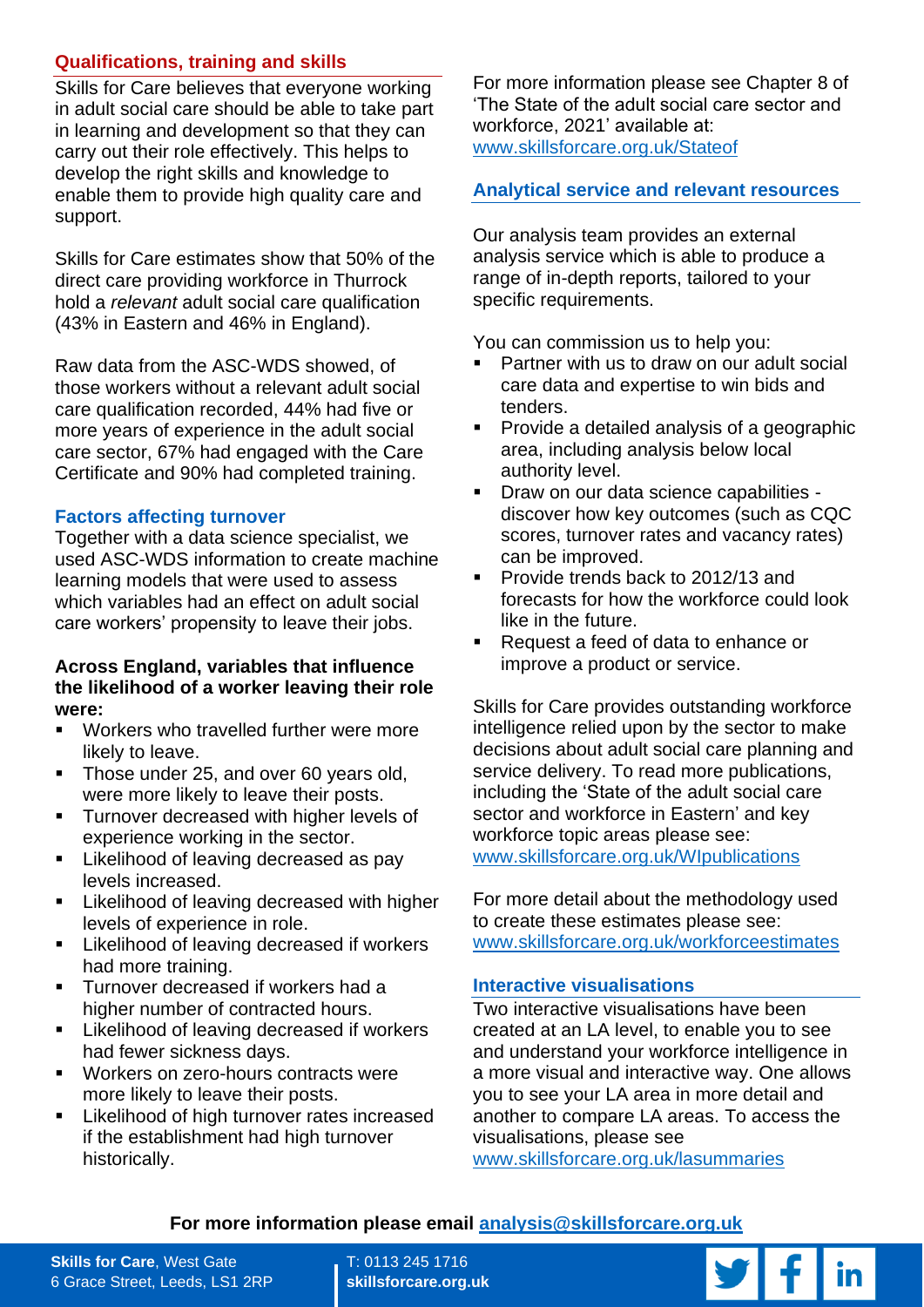## Qualifications, training and skills

Skills for Care believes that everyone working in adult social care should be able to take part in learning and development so that they can carry out their role effectively. This helps to develop the right skills and knowledge to enable them to provide high quality care and support.

Skills for Care estimates show that 50% of the direct care providing workforce in Thurrock hold a *relevant* adult social care qualification (43% in Eastern and 46% in England).

Raw data from the ASC-WDS showed, of those workers without a relevant adult social care qualification recorded, 44% had five or more years of experience in the adult social care sector, 67% had engaged with the Care Certificate and 90% had completed training.

## Factors affecting turnover

Together with a data science specialist, we used ASC-WDS information to create machine learning models that were used to assess which variables had an effect on adult social care workers' propensity to leave their jobs.

**Across England, variables that influence the likelihood of a worker leaving their role were:**

- Workers who travelled further were more likely to leave.
- Those under 25, and over 60 years old, were more likely to leave their posts.
- Turnover decreased with higher levels of experience working in the sector.
- Likelihood of leaving decreased as pay levels increased.
- Likelihood of leaving decreased with higher levels of experience in role.
- Likelihood of leaving decreased if workers had more training.
- Turnover decreased if workers had a higher number of contracted hours.
- Likelihood of leaving decreased if workers had fewer sickness days.
- Workers on zero-hours contracts were more likely to leave their posts.
- Likelihood of high turnover rates increased if the establishment had high turnover historically.

For more information please see Chapter 8 of 'The State of the adult social care sector and workforce, 2021' available at: www.skillsforcare.org.uk/Stateof

## Analytical service and relevant resources

Our analysis team provides an external analysis service which is able to produce a range of in-depth reports, tailored to your specific requirements.

You can commission us to help you:

- Partner with us to draw on our adult social care data and expertise to win bids and tenders.
- Provide a detailed analysis of a geographic area, including analysis below local authority level.
- Draw on our data science capabilities - discover how key outcomes (such as CQC scores, turnover rates and vacancy rates) can be improved.
- Provide trends back to 2012/13 and forecasts for how the workforce could look like in the future.
- Request a feed of data to enhance or improve a product or service.

Skills for Care provides outstanding workforce intelligence relied upon by the sector to make decisions about adult social care planning and service delivery. To read more publications, including the 'State of the adult social care sector and workforce in Eastern' and key workforce topic areas please see: www.skillsforcare.org.uk/WIpublications

For more detail about the methodology used to create these estimates please see: www.skillsforcare.org.uk/workforceestimates

## Interactive visualisations

Two interactive visualisations have been created at an LA level, to enable you to see and understand your workforce intelligence in a more visual and interactive way. One allows you to see your LA area in more detail and another to compare LA areas. To access the visualisations, please see www.skillsforcare.org.uk/lasummaries

**For more information please email analysis@skillsforcare.org.uk**

**Skills for Care**, West Gate
6 Grace Street, Leeds, LS1 2RP

T: 0113 245 1716
**skillsforcare.org.uk**